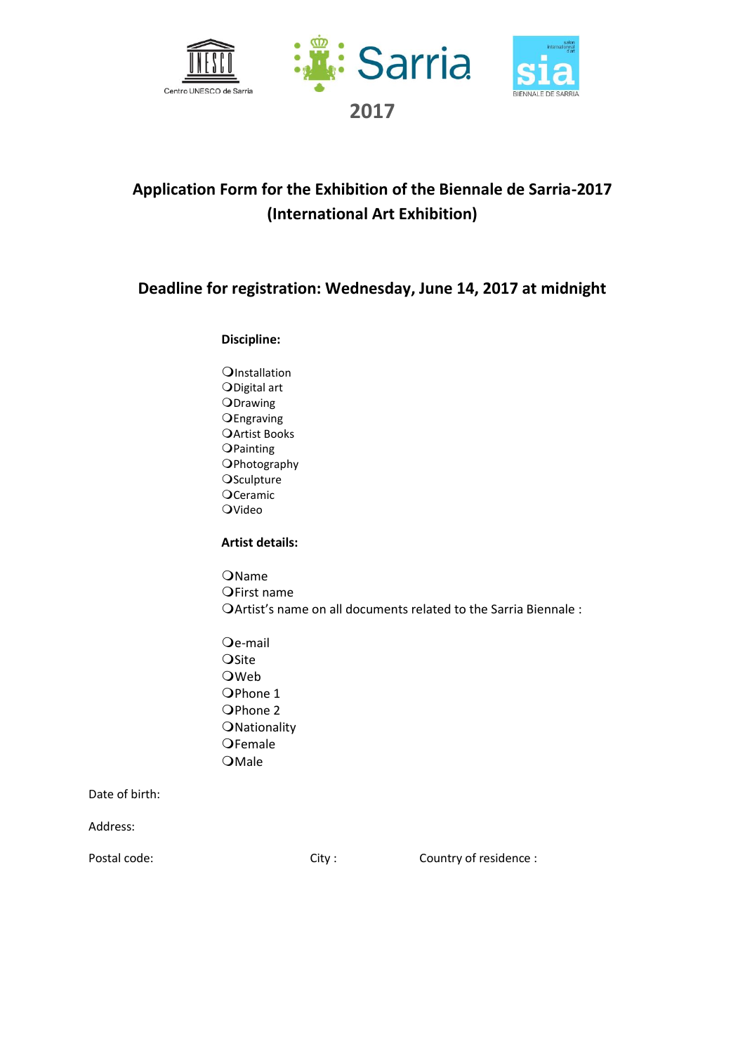Centro UNESCO de Sarria

Sarria

2017

BIENNALE DE SARRIA

# Application Form for the Exhibition of the Biennale de Sarria-2017 (International Art Exhibition)

## Deadline for registration: Wednesday, June 14, 2017 at midnight

**Discipline:**

- ❍Installation
- ❍Digital art
- ❍Drawing
- ❍Engraving
- ❍Artist Books
- ❍Painting
- ❍Photography
- ❍Sculpture
- ❍Ceramic
- ❍Video

**Artist details:**

- ❍Name
- ❍First name
- ❍Artist's name on all documents related to the Sarria Biennale :

- ❍e-mail
- ❍Site
- ❍Web
- ❍Phone 1
- ❍Phone 2
- ❍Nationality
- ❍Female
- ❍Male

Date of birth:

Address:

Postal code: City : Country of residence :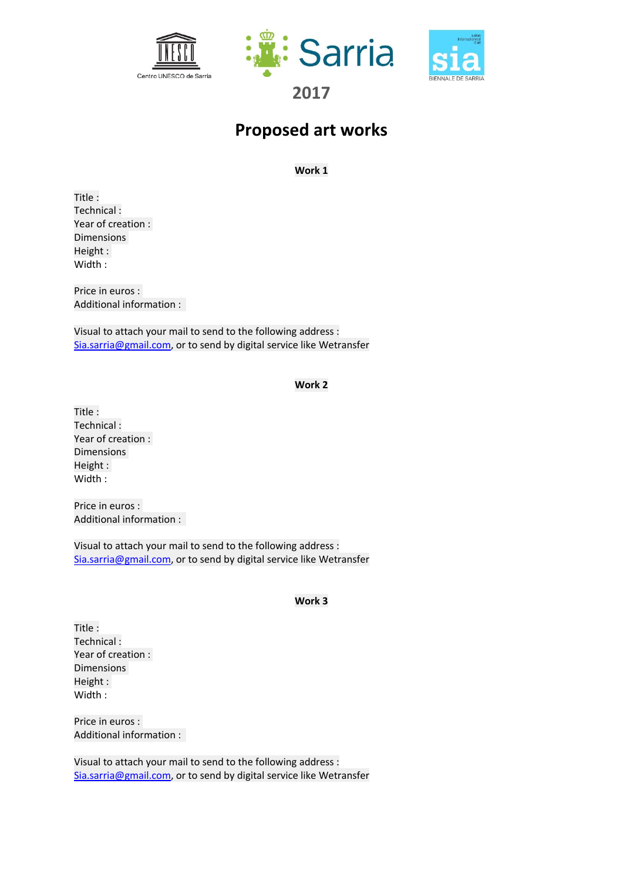Centro UNESCO de Sarria

Sarria

salon international d'art
sia
BIENNALE DE SARRIA

2017

# Proposed art works

**Work 1**

Title :
Technical :
Year of creation :
Dimensions
Height :
Width :

Price in euros :
Additional information :

Visual to attach your mail to send to the following address :
Sia.sarria@gmail.com, or to send by digital service like Wetransfer

**Work 2**

Title :
Technical :
Year of creation :
Dimensions
Height :
Width :

Price in euros :
Additional information :

Visual to attach your mail to send to the following address :
Sia.sarria@gmail.com, or to send by digital service like Wetransfer

**Work 3**

Title :
Technical :
Year of creation :
Dimensions
Height :
Width :

Price in euros :
Additional information :

Visual to attach your mail to send to the following address :
Sia.sarria@gmail.com, or to send by digital service like Wetransfer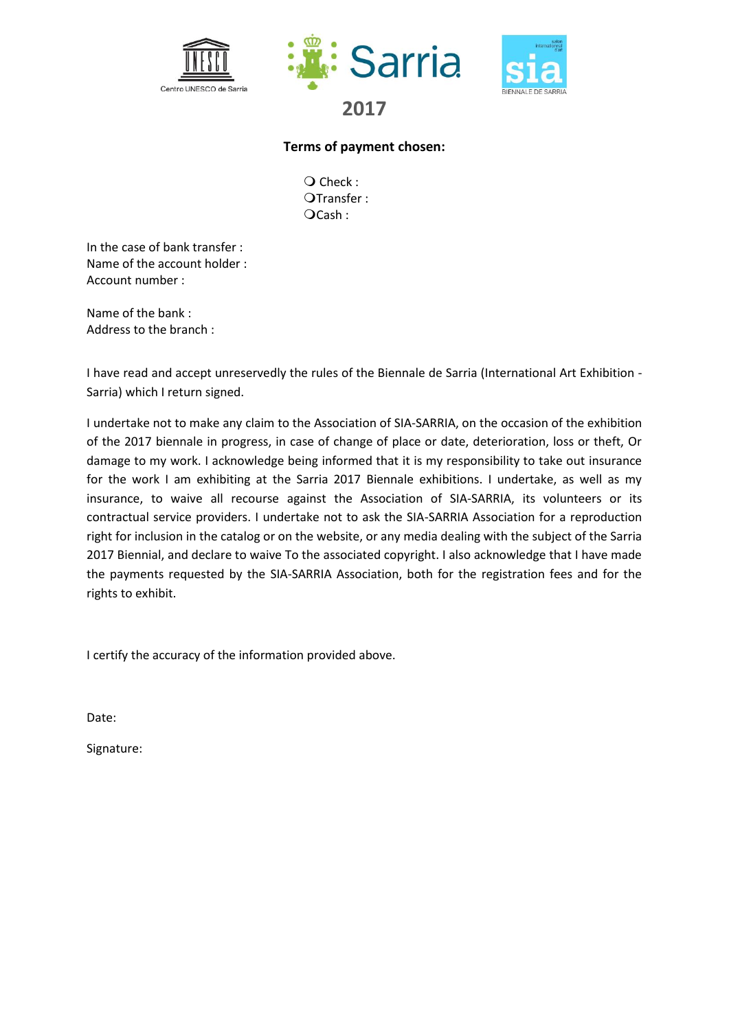Centro UNESCO de Sarria

Sarria

sia
salon international d'art
BIENNALE DE SARRIA

2017

**Terms of payment chosen:**

❍ Check :
❍Transfer :
❍Cash :

In the case of bank transfer :
Name of the account holder :
Account number :

Name of the bank :
Address to the branch :

I have read and accept unreservedly the rules of the Biennale de Sarria (International Art Exhibition - Sarria) which I return signed.

I undertake not to make any claim to the Association of SIA-SARRIA, on the occasion of the exhibition of the 2017 biennale in progress, in case of change of place or date, deterioration, loss or theft, Or damage to my work. I acknowledge being informed that it is my responsibility to take out insurance for the work I am exhibiting at the Sarria 2017 Biennale exhibitions. I undertake, as well as my insurance, to waive all recourse against the Association of SIA-SARRIA, its volunteers or its contractual service providers. I undertake not to ask the SIA-SARRIA Association for a reproduction right for inclusion in the catalog or on the website, or any media dealing with the subject of the Sarria 2017 Biennial, and declare to waive To the associated copyright. I also acknowledge that I have made the payments requested by the SIA-SARRIA Association, both for the registration fees and for the rights to exhibit.

I certify the accuracy of the information provided above.

Date:

Signature: